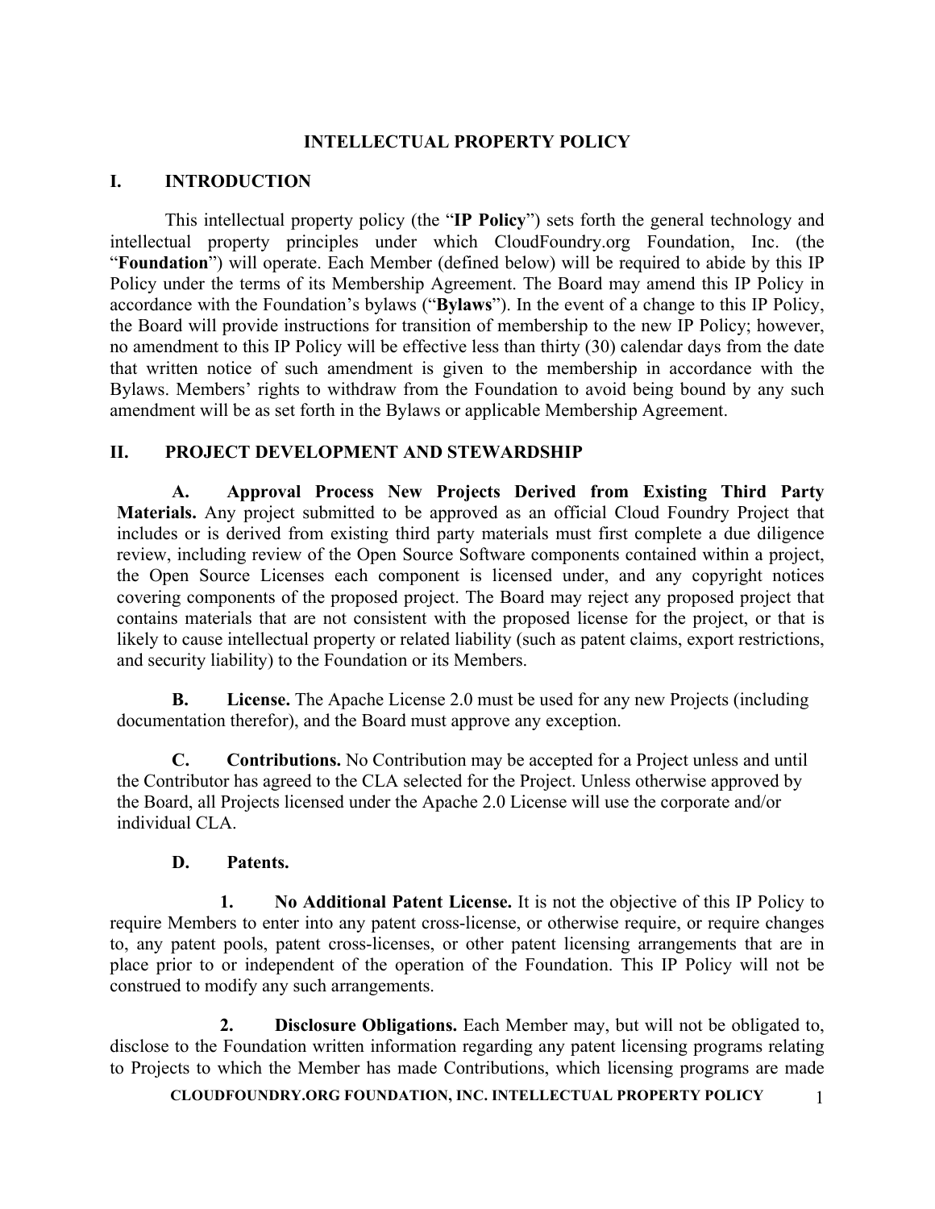# INTELLECTUAL PROPERTY POLICY

## I. INTRODUCTION

This intellectual property policy (the "**IP Policy**") sets forth the general technology and intellectual property principles under which CloudFoundry.org Foundation, Inc. (the "**Foundation**") will operate. Each Member (defined below) will be required to abide by this IP Policy under the terms of its Membership Agreement. The Board may amend this IP Policy in accordance with the Foundation's bylaws ("**Bylaws**"). In the event of a change to this IP Policy, the Board will provide instructions for transition of membership to the new IP Policy; however, no amendment to this IP Policy will be effective less than thirty (30) calendar days from the date that written notice of such amendment is given to the membership in accordance with the Bylaws. Members' rights to withdraw from the Foundation to avoid being bound by any such amendment will be as set forth in the Bylaws or applicable Membership Agreement.

## II. PROJECT DEVELOPMENT AND STEWARDSHIP

**A. Approval Process New Projects Derived from Existing Third Party Materials.** Any project submitted to be approved as an official Cloud Foundry Project that includes or is derived from existing third party materials must first complete a due diligence review, including review of the Open Source Software components contained within a project, the Open Source Licenses each component is licensed under, and any copyright notices covering components of the proposed project. The Board may reject any proposed project that contains materials that are not consistent with the proposed license for the project, or that is likely to cause intellectual property or related liability (such as patent claims, export restrictions, and security liability) to the Foundation or its Members.

**B. License.** The Apache License 2.0 must be used for any new Projects (including documentation therefor), and the Board must approve any exception.

**C. Contributions.** No Contribution may be accepted for a Project unless and until the Contributor has agreed to the CLA selected for the Project. Unless otherwise approved by the Board, all Projects licensed under the Apache 2.0 License will use the corporate and/or individual CLA.

**D. Patents.**

**1. No Additional Patent License.** It is not the objective of this IP Policy to require Members to enter into any patent cross-license, or otherwise require, or require changes to, any patent pools, patent cross-licenses, or other patent licensing arrangements that are in place prior to or independent of the operation of the Foundation. This IP Policy will not be construed to modify any such arrangements.

**2. Disclosure Obligations.** Each Member may, but will not be obligated to, disclose to the Foundation written information regarding any patent licensing programs relating to Projects to which the Member has made Contributions, which licensing programs are made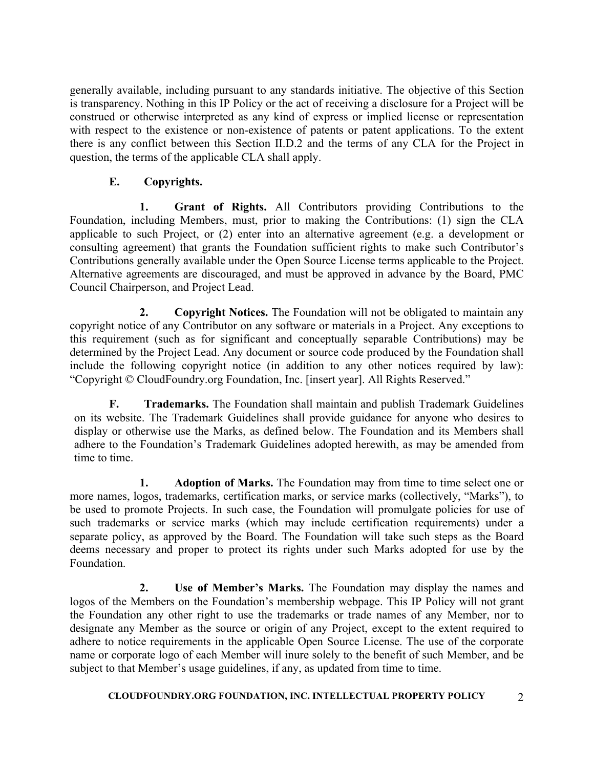generally available, including pursuant to any standards initiative. The objective of this Section is transparency. Nothing in this IP Policy or the act of receiving a disclosure for a Project will be construed or otherwise interpreted as any kind of express or implied license or representation with respect to the existence or non-existence of patents or patent applications. To the extent there is any conflict between this Section II.D.2 and the terms of any CLA for the Project in question, the terms of the applicable CLA shall apply.

**E. Copyrights.**

**1. Grant of Rights.** All Contributors providing Contributions to the Foundation, including Members, must, prior to making the Contributions: (1) sign the CLA applicable to such Project, or (2) enter into an alternative agreement (e.g. a development or consulting agreement) that grants the Foundation sufficient rights to make such Contributor's Contributions generally available under the Open Source License terms applicable to the Project. Alternative agreements are discouraged, and must be approved in advance by the Board, PMC Council Chairperson, and Project Lead.

**2. Copyright Notices.** The Foundation will not be obligated to maintain any copyright notice of any Contributor on any software or materials in a Project. Any exceptions to this requirement (such as for significant and conceptually separable Contributions) may be determined by the Project Lead. Any document or source code produced by the Foundation shall include the following copyright notice (in addition to any other notices required by law): "Copyright © CloudFoundry.org Foundation, Inc. [insert year]. All Rights Reserved."

**F. Trademarks.** The Foundation shall maintain and publish Trademark Guidelines on its website. The Trademark Guidelines shall provide guidance for anyone who desires to display or otherwise use the Marks, as defined below. The Foundation and its Members shall adhere to the Foundation's Trademark Guidelines adopted herewith, as may be amended from time to time.

**1. Adoption of Marks.** The Foundation may from time to time select one or more names, logos, trademarks, certification marks, or service marks (collectively, "Marks"), to be used to promote Projects. In such case, the Foundation will promulgate policies for use of such trademarks or service marks (which may include certification requirements) under a separate policy, as approved by the Board. The Foundation will take such steps as the Board deems necessary and proper to protect its rights under such Marks adopted for use by the Foundation.

**2. Use of Member's Marks.** The Foundation may display the names and logos of the Members on the Foundation's membership webpage. This IP Policy will not grant the Foundation any other right to use the trademarks or trade names of any Member, nor to designate any Member as the source or origin of any Project, except to the extent required to adhere to notice requirements in the applicable Open Source License. The use of the corporate name or corporate logo of each Member will inure solely to the benefit of such Member, and be subject to that Member's usage guidelines, if any, as updated from time to time.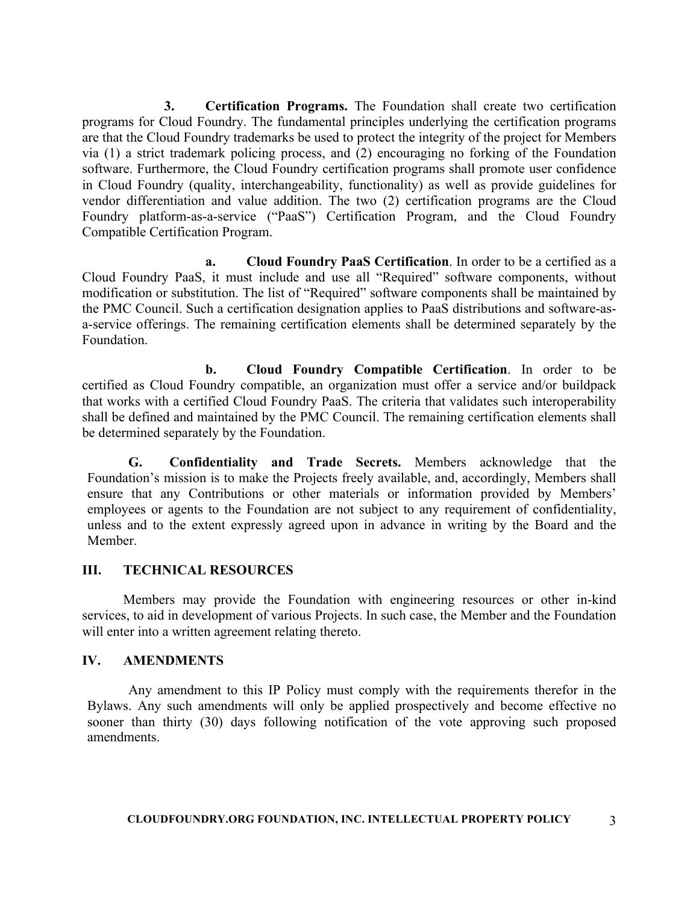**3. Certification Programs.** The Foundation shall create two certification programs for Cloud Foundry. The fundamental principles underlying the certification programs are that the Cloud Foundry trademarks be used to protect the integrity of the project for Members via (1) a strict trademark policing process, and (2) encouraging no forking of the Foundation software. Furthermore, the Cloud Foundry certification programs shall promote user confidence in Cloud Foundry (quality, interchangeability, functionality) as well as provide guidelines for vendor differentiation and value addition. The two (2) certification programs are the Cloud Foundry platform-as-a-service ("PaaS") Certification Program, and the Cloud Foundry Compatible Certification Program.

**a. Cloud Foundry PaaS Certification**. In order to be a certified as a Cloud Foundry PaaS, it must include and use all "Required" software components, without modification or substitution. The list of "Required" software components shall be maintained by the PMC Council. Such a certification designation applies to PaaS distributions and software-as-a-service offerings. The remaining certification elements shall be determined separately by the Foundation.

**b. Cloud Foundry Compatible Certification**. In order to be certified as Cloud Foundry compatible, an organization must offer a service and/or buildpack that works with a certified Cloud Foundry PaaS. The criteria that validates such interoperability shall be defined and maintained by the PMC Council. The remaining certification elements shall be determined separately by the Foundation.

**G. Confidentiality and Trade Secrets.** Members acknowledge that the Foundation's mission is to make the Projects freely available, and, accordingly, Members shall ensure that any Contributions or other materials or information provided by Members' employees or agents to the Foundation are not subject to any requirement of confidentiality, unless and to the extent expressly agreed upon in advance in writing by the Board and the Member.

## III. TECHNICAL RESOURCES

Members may provide the Foundation with engineering resources or other in-kind services, to aid in development of various Projects. In such case, the Member and the Foundation will enter into a written agreement relating thereto.

## IV. AMENDMENTS

Any amendment to this IP Policy must comply with the requirements therefor in the Bylaws. Any such amendments will only be applied prospectively and become effective no sooner than thirty (30) days following notification of the vote approving such proposed amendments.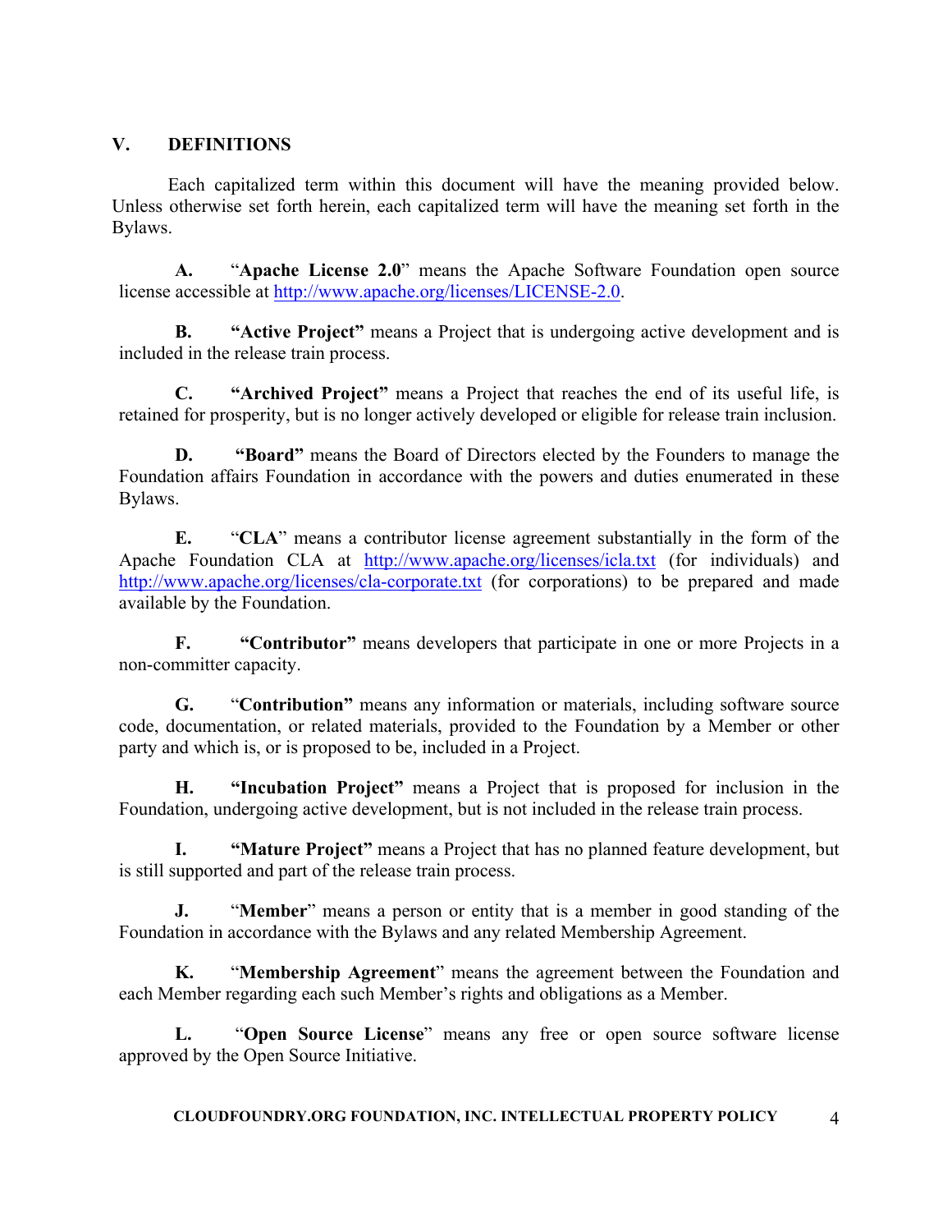## V. DEFINITIONS

Each capitalized term within this document will have the meaning provided below. Unless otherwise set forth herein, each capitalized term will have the meaning set forth in the Bylaws.

**A.** "**Apache License 2.0**" means the Apache Software Foundation open source license accessible at http://www.apache.org/licenses/LICENSE-2.0.

**B.** **"Active Project"** means a Project that is undergoing active development and is included in the release train process.

**C.** **"Archived Project"** means a Project that reaches the end of its useful life, is retained for prosperity, but is no longer actively developed or eligible for release train inclusion.

**D.** **"Board"** means the Board of Directors elected by the Founders to manage the Foundation affairs Foundation in accordance with the powers and duties enumerated in these Bylaws.

**E.** "**CLA**" means a contributor license agreement substantially in the form of the Apache Foundation CLA at http://www.apache.org/licenses/icla.txt (for individuals) and http://www.apache.org/licenses/cla-corporate.txt (for corporations) to be prepared and made available by the Foundation.

**F.** **"Contributor"** means developers that participate in one or more Projects in a non-committer capacity.

**G.** "**Contribution"** means any information or materials, including software source code, documentation, or related materials, provided to the Foundation by a Member or other party and which is, or is proposed to be, included in a Project.

**H.** **"Incubation Project"** means a Project that is proposed for inclusion in the Foundation, undergoing active development, but is not included in the release train process.

**I.** **"Mature Project"** means a Project that has no planned feature development, but is still supported and part of the release train process.

**J.** "**Member**" means a person or entity that is a member in good standing of the Foundation in accordance with the Bylaws and any related Membership Agreement.

**K.** "**Membership Agreement**" means the agreement between the Foundation and each Member regarding each such Member's rights and obligations as a Member.

**L.** "**Open Source License**" means any free or open source software license approved by the Open Source Initiative.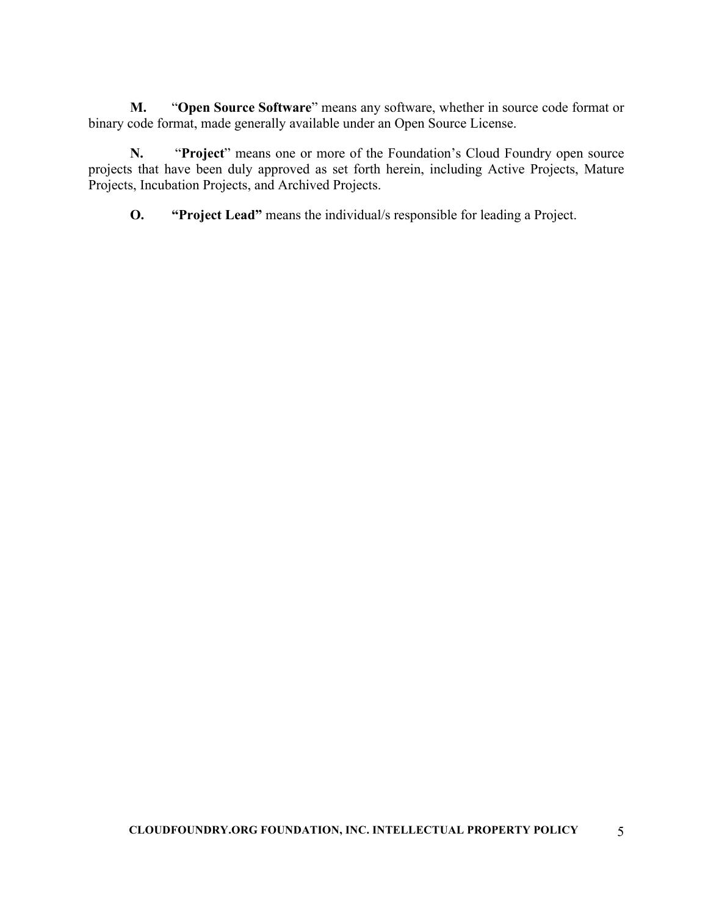**M.** "**Open Source Software**" means any software, whether in source code format or binary code format, made generally available under an Open Source License.

**N.** "**Project**" means one or more of the Foundation's Cloud Foundry open source projects that have been duly approved as set forth herein, including Active Projects, Mature Projects, Incubation Projects, and Archived Projects.

**O.** **"Project Lead"** means the individual/s responsible for leading a Project.